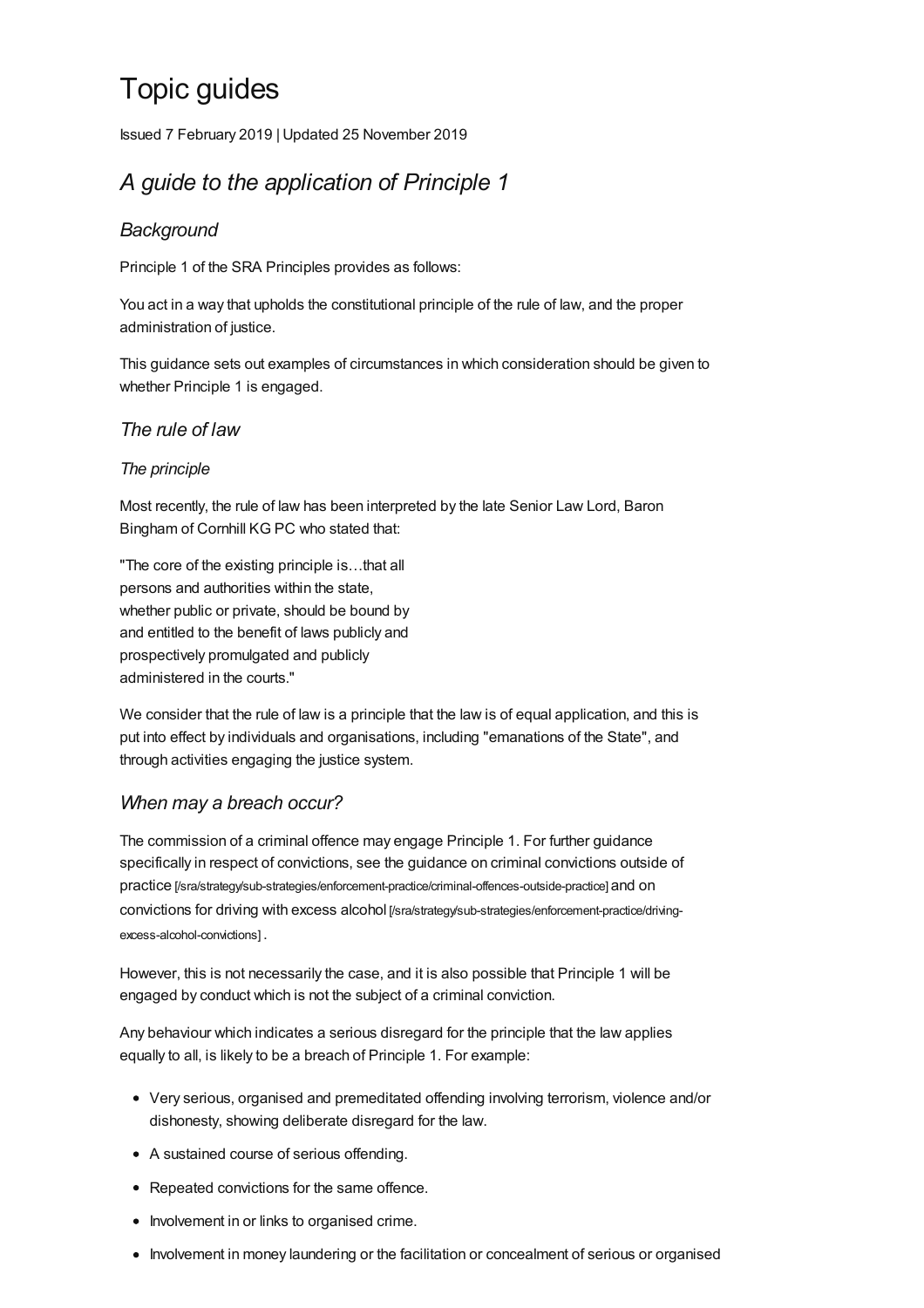# Topic guides

Issued 7 February 2019 | Updated 25 November 2019

## *A guide to the application of Principle 1*

### *Background*

Principle 1 of the SRA Principles provides as follows:

You act in a way that upholds the constitutional principle of the rule of law, and the proper administration of justice.

This guidance sets out examples of circumstances in which consideration should be given to whether Principle 1 is engaged.

### *The rule of law*

#### *The principle*

Most recently, the rule of law has been interpreted by the late Senior Law Lord, Baron Bingham of Cornhill KG PC who stated that:

"The core of the existing principle is…that all persons and authorities within the state, whether public or private, should be bound by and entitled to the benefit of laws publicly and prospectively promulgated and publicly administered in the courts."

We consider that the rule of law is a principle that the law is of equal application, and this is put into effect by individuals and organisations, including "emanations of the State", and through activities engaging the justice system.

### *When may a breach occur?*

The commission of a criminal offence may engage Principle 1. For further guidance specifically in respect of convictions, see the guidance on criminal convictions outside of practice [/sra/strategy/sub-strategies/enforcement-practice/criminal-offences-outside-practice] and on convictions for driving with excess alcohol [/sra/strategy/sub-strategies/enforcement-practice/driving-excess-alcohol-convictions] .

However, this is not necessarily the case, and it is also possible that Principle 1 will be engaged by conduct which is not the subject of a criminal conviction.

Any behaviour which indicates a serious disregard for the principle that the law applies equally to all, is likely to be a breach of Principle 1. For example:

- Very serious, organised and premeditated offending involving terrorism, violence and/or dishonesty, showing deliberate disregard for the law.
- A sustained course of serious offending.
- Repeated convictions for the same offence.
- Involvement in or links to organised crime.
- Involvement in money laundering or the facilitation or concealment of serious or organised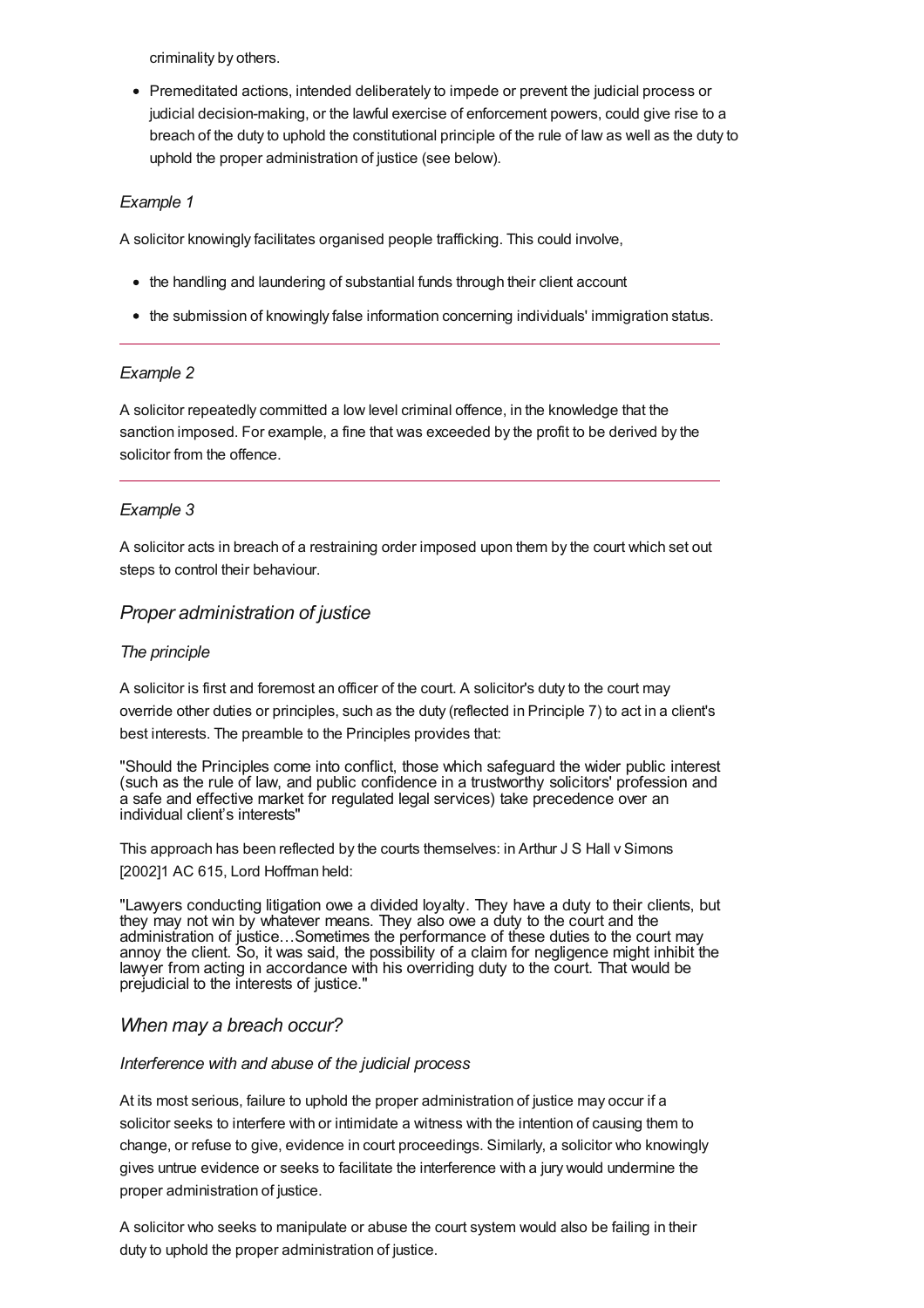criminality by others.

- Premeditated actions, intended deliberately to impede or prevent the judicial process or judicial decision-making, or the lawful exercise of enforcement powers, could give rise to a breach of the duty to uphold the constitutional principle of the rule of law as well as the duty to uphold the proper administration of justice (see below).

*Example 1*

A solicitor knowingly facilitates organised people trafficking. This could involve,

- the handling and laundering of substantial funds through their client account
- the submission of knowingly false information concerning individuals' immigration status.

---

*Example 2*

A solicitor repeatedly committed a low level criminal offence, in the knowledge that the sanction imposed. For example, a fine that was exceeded by the profit to be derived by the solicitor from the offence.

---

*Example 3*

A solicitor acts in breach of a restraining order imposed upon them by the court which set out steps to control their behaviour.

## *Proper administration of justice*

*The principle*

A solicitor is first and foremost an officer of the court. A solicitor's duty to the court may override other duties or principles, such as the duty (reflected in Principle 7) to act in a client's best interests. The preamble to the Principles provides that:

"Should the Principles come into conflict, those which safeguard the wider public interest (such as the rule of law, and public confidence in a trustworthy solicitors' profession and a safe and effective market for regulated legal services) take precedence over an individual client's interests"

This approach has been reflected by the courts themselves: in Arthur J S Hall v Simons [2002]1 AC 615, Lord Hoffman held:

"Lawyers conducting litigation owe a divided loyalty. They have a duty to their clients, but they may not win by whatever means. They also owe a duty to the court and the administration of justice…Sometimes the performance of these duties to the court may annoy the client. So, it was said, the possibility of a claim for negligence might inhibit the lawyer from acting in accordance with his overriding duty to the court. That would be prejudicial to the interests of justice."

## *When may a breach occur?*

*Interference with and abuse of the judicial process*

At its most serious, failure to uphold the proper administration of justice may occur if a solicitor seeks to interfere with or intimidate a witness with the intention of causing them to change, or refuse to give, evidence in court proceedings. Similarly, a solicitor who knowingly gives untrue evidence or seeks to facilitate the interference with a jury would undermine the proper administration of justice.

A solicitor who seeks to manipulate or abuse the court system would also be failing in their duty to uphold the proper administration of justice.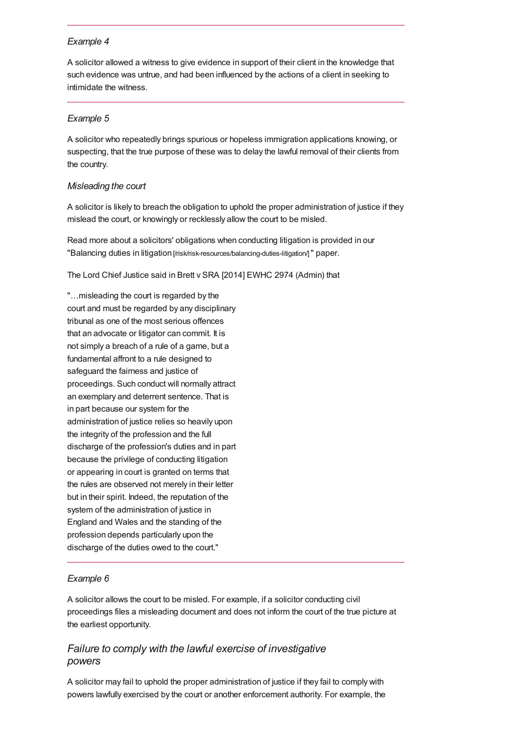---

*Example 4*

A solicitor allowed a witness to give evidence in support of their client in the knowledge that such evidence was untrue, and had been influenced by the actions of a client in seeking to intimidate the witness.

---

*Example 5*

A solicitor who repeatedly brings spurious or hopeless immigration applications knowing, or suspecting, that the true purpose of these was to delay the lawful removal of their clients from the country.

*Misleading the court*

A solicitor is likely to breach the obligation to uphold the proper administration of justice if they mislead the court, or knowingly or recklessly allow the court to be misled.

Read more about a solicitors' obligations when conducting litigation is provided in our "Balancing duties in litigation [/risk/risk-resources/balancing-duties-litigation/] " paper.

The Lord Chief Justice said in Brett v SRA [2014] EWHC 2974 (Admin) that

"…misleading the court is regarded by the court and must be regarded by any disciplinary tribunal as one of the most serious offences that an advocate or litigator can commit. It is not simply a breach of a rule of a game, but a fundamental affront to a rule designed to safeguard the fairness and justice of proceedings. Such conduct will normally attract an exemplary and deterrent sentence. That is in part because our system for the administration of justice relies so heavily upon the integrity of the profession and the full discharge of the profession's duties and in part because the privilege of conducting litigation or appearing in court is granted on terms that the rules are observed not merely in their letter but in their spirit. Indeed, the reputation of the system of the administration of justice in England and Wales and the standing of the profession depends particularly upon the discharge of the duties owed to the court."

---

*Example 6*

A solicitor allows the court to be misled. For example, if a solicitor conducting civil proceedings files a misleading document and does not inform the court of the true picture at the earliest opportunity.

### *Failure to comply with the lawful exercise of investigative powers*

A solicitor may fail to uphold the proper administration of justice if they fail to comply with powers lawfully exercised by the court or another enforcement authority. For example, the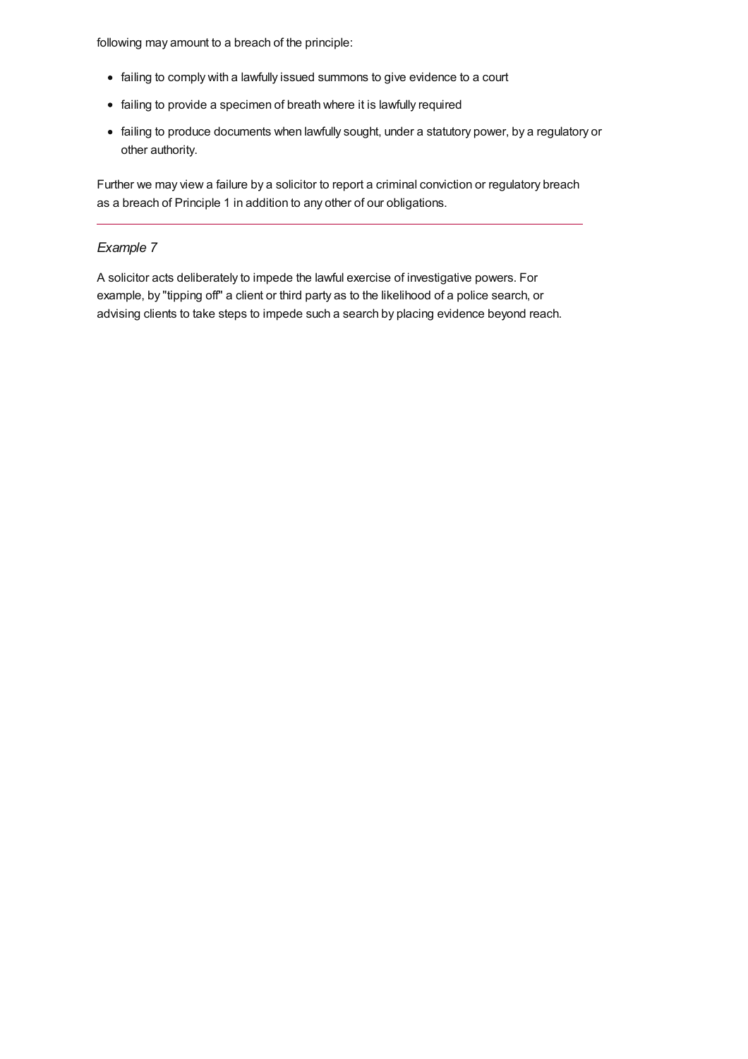following may amount to a breach of the principle:

- failing to comply with a lawfully issued summons to give evidence to a court
- failing to provide a specimen of breath where it is lawfully required
- failing to produce documents when lawfully sought, under a statutory power, by a regulatory or other authority.

Further we may view a failure by a solicitor to report a criminal conviction or regulatory breach as a breach of Principle 1 in addition to any other of our obligations.

---

*Example 7*

A solicitor acts deliberately to impede the lawful exercise of investigative powers. For example, by "tipping off" a client or third party as to the likelihood of a police search, or advising clients to take steps to impede such a search by placing evidence beyond reach.